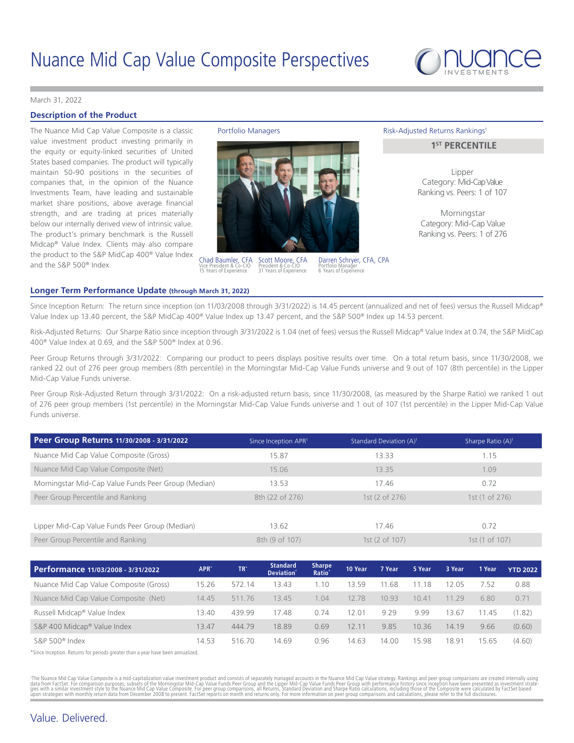# Nuance Mid Cap Value Composite Perspectives

March 31, 2022

## Description of the Product

The Nuance Mid Cap Value Composite is a classic value investment product investing primarily in the equity or equity-linked securities of United States based companies. The product will typically maintain 50-90 positions in the securities of companies that, in the opinion of the Nuance Investments Team, have leading and sustainable market share positions, above average financial strength, and are trading at prices materially below our internally derived view of intrinsic value. The product's primary benchmark is the Russell Midcap® Value Index. Clients may also compare the product to the S&P MidCap 400® Value Index and the S&P 500® Index.

**Portfolio Managers**

Chad Baumler, CFA — Vice President & Co-CIO, 15 Years of Experience
Scott Moore, CFA — President & Co-CIO, 31 Years of Experience
Darren Schryer, CFA, CPA — Portfolio Manager, 6 Years of Experience

**Risk-Adjusted Returns Rankings[1]**

**1ST PERCENTILE**

Lipper
Category: Mid-Cap Value
Ranking vs. Peers: 1 of 107

Morningstar
Category: Mid-Cap Value
Ranking vs. Peers: 1 of 276

## Longer Term Performance Update (through March 31, 2022)

Since Inception Return: The return since inception (on 11/03/2008 through 3/31/2022) is 14.45 percent (annualized and net of fees) versus the Russell Midcap® Value Index up 13.40 percent, the S&P MidCap 400® Value Index up 13.47 percent, and the S&P 500® Index up 14.53 percent.

Risk-Adjusted Returns: Our Sharpe Ratio since inception through 3/31/2022 is 1.04 (net of fees) versus the Russell Midcap® Value Index at 0.74, the S&P MidCap 400® Value Index at 0.69, and the S&P 500® Index at 0.96.

Peer Group Returns through 3/31/2022: Comparing our product to peers displays positive results over time. On a total return basis, since 11/30/2008, we ranked 22 out of 276 peer group members (8th percentile) in the Morningstar Mid-Cap Value Funds universe and 9 out of 107 (8th percentile) in the Lipper Mid-Cap Value Funds universe.

Peer Group Risk-Adjusted Return through 3/31/2022: On a risk-adjusted return basis, since 11/30/2008, (as measured by the Sharpe Ratio) we ranked 1 out of 276 peer group members (1st percentile) in the Morningstar Mid-Cap Value Funds universe and 1 out of 107 (1st percentile) in the Lipper Mid-Cap Value Funds universe.

| Peer Group Returns 11/30/2008 - 3/31/2022 | Since Inception APR[1] | Standard Deviation (A)[1] | Sharpe Ratio (A)[1] |
|---|---|---|---|
| Nuance Mid Cap Value Composite (Gross) | 15.87 | 13.33 | 1.15 |
| Nuance Mid Cap Value Composite (Net) | 15.06 | 13.35 | 1.09 |
| Morningstar Mid-Cap Value Funds Peer Group (Median) | 13.53 | 17.46 | 0.72 |
| Peer Group Percentile and Ranking | 8th (22 of 276) | 1st (2 of 276) | 1st (1 of 276) |
| Lipper Mid-Cap Value Funds Peer Group (Median) | 13.62 | 17.46 | 0.72 |
| Peer Group Percentile and Ranking | 8th (9 of 107) | 1st (2 of 107) | 1st (1 of 107) |

| Performance 11/03/2008 - 3/31/2022 | APR* | TR* | Standard Deviation* | Sharpe Ratio* | 10 Year | 7 Year | 5 Year | 3 Year | 1 Year | YTD 2022 |
|---|---|---|---|---|---|---|---|---|---|---|
| Nuance Mid Cap Value Composite (Gross) | 15.26 | 572.14 | 13.43 | 1.10 | 13.59 | 11.68 | 11.18 | 12.05 | 7.52 | 0.88 |
| Nuance Mid Cap Value Composite (Net) | 14.45 | 511.76 | 13.45 | 1.04 | 12.78 | 10.93 | 10.41 | 11.29 | 6.80 | 0.71 |
| Russell Midcap® Value Index | 13.40 | 439.99 | 17.48 | 0.74 | 12.01 | 9.29 | 9.99 | 13.67 | 11.45 | (1.82) |
| S&P 400 Midcap® Value Index | 13.47 | 444.79 | 18.89 | 0.69 | 12.11 | 9.85 | 10.36 | 14.19 | 9.66 | (0.60) |
| S&P 500® Index | 14.53 | 516.70 | 14.69 | 0.96 | 14.63 | 14.00 | 15.98 | 18.91 | 15.65 | (4.60) |

*Since Inception. Returns for periods greater than a year have been annualized.

[1]The Nuance Mid Cap Value Composite is a mid-capitalization value investment product and consists of separately managed accounts in the Nuance Mid Cap Value strategy. Rankings and peer group comparisons are created internally using data from FactSet. For comparison purposes, subsets of the Morningstar Mid-Cap Value Funds Peer Group and the Lipper Mid-Cap Value Funds Peer Group with performance history since inception have been presented as investment strategies with a similar investment style to the Nuance Mid Cap Value Composite. For peer group comparisons, all Returns, Standard Deviation and Sharpe Ratio calculations, including those of the Composite were calculated by FactSet based upon strategies with monthly return data from December 2008 to present. FactSet reports on month end returns only. For more information on peer group comparisons and calculations, please refer to the full disclosures.

Value. Delivered.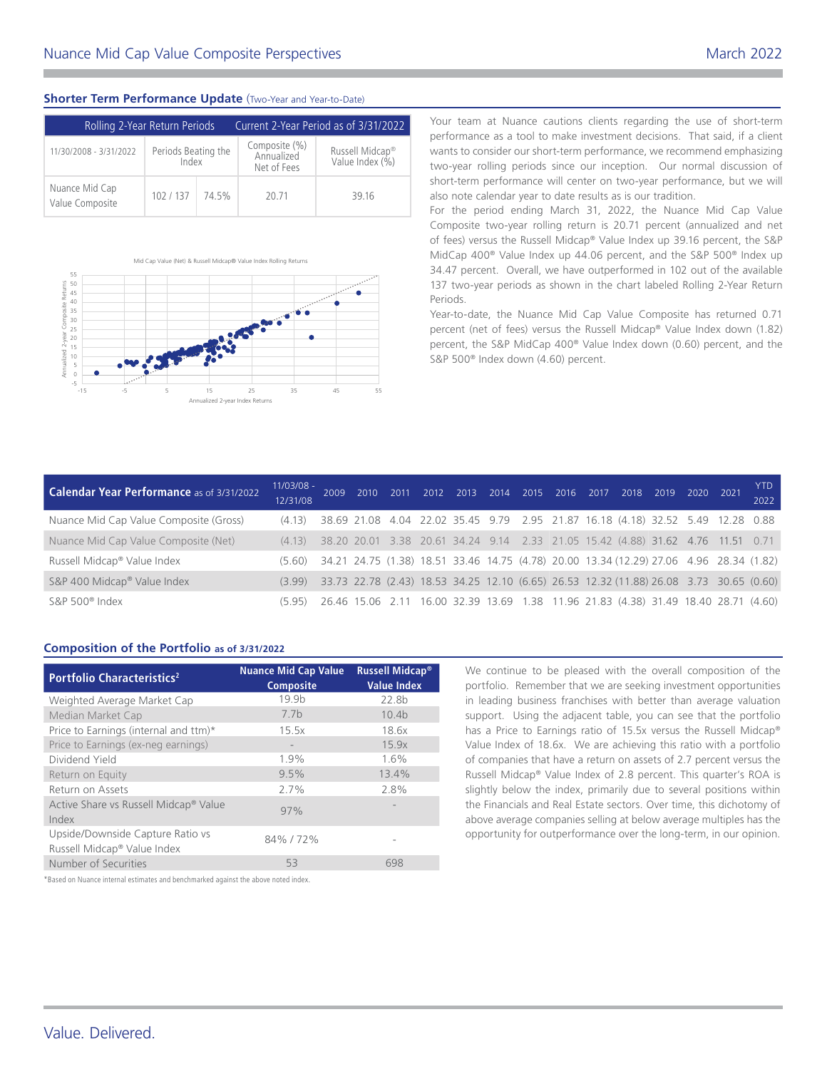## Shorter Term Performance Update (Two-Year and Year-to-Date)

| Rolling 2-Year Return Periods | | | Current 2-Year Period as of 3/31/2022 | |
|---|---|---|---|---|
| 11/30/2008 - 3/31/2022 | Periods Beating the Index | | Composite (%) Annualized Net of Fees | Russell Midcap® Value Index (%) |
| Nuance Mid Cap Value Composite | 102 / 137 | 74.5% | 20.71 | 39.16 |

Mid Cap Value (Net) & Russell Midcap® Value Index Rolling Returns

Your team at Nuance cautions clients regarding the use of short-term performance as a tool to make investment decisions. That said, if a client wants to consider our short-term performance, we recommend emphasizing two-year rolling periods since our inception. Our normal discussion of short-term performance will center on two-year performance, but we will also note calendar year to date results as is our tradition.

For the period ending March 31, 2022, the Nuance Mid Cap Value Composite two-year rolling return is 20.71 percent (annualized and net of fees) versus the Russell Midcap® Value Index up 39.16 percent, the S&P MidCap 400® Value Index up 44.06 percent, and the S&P 500® Index up 34.47 percent. Overall, we have outperformed in 102 out of the available 137 two-year periods as shown in the chart labeled Rolling 2-Year Return Periods.

Year-to-date, the Nuance Mid Cap Value Composite has returned 0.71 percent (net of fees) versus the Russell Midcap® Value Index down (1.82) percent, the S&P MidCap 400® Value Index down (0.60) percent, and the S&P 500® Index down (4.60) percent.

| Calendar Year Performance as of 3/31/2022 | 11/03/08 - 12/31/08 | 2009 | 2010 | 2011 | 2012 | 2013 | 2014 | 2015 | 2016 | 2017 | 2018 | 2019 | 2020 | 2021 | YTD 2022 |
|---|---|---|---|---|---|---|---|---|---|---|---|---|---|---|---|
| Nuance Mid Cap Value Composite (Gross) | (4.13) | 38.69 | 21.08 | 4.04 | 22.02 | 35.45 | 9.79 | 2.95 | 21.87 | 16.18 | (4.18) | 32.52 | 5.49 | 12.28 | 0.88 |
| Nuance Mid Cap Value Composite (Net) | (4.13) | 38.20 | 20.01 | 3.38 | 20.61 | 34.24 | 9.14 | 2.33 | 21.05 | 15.42 | (4.88) | 31.62 | 4.76 | 11.51 | 0.71 |
| Russell Midcap® Value Index | (5.60) | 34.21 | 24.75 | (1.38) | 18.51 | 33.46 | 14.75 | (4.78) | 20.00 | 13.34 | (12.29) | 27.06 | 4.96 | 28.34 | (1.82) |
| S&P 400 Midcap® Value Index | (3.99) | 33.73 | 22.78 | (2.43) | 18.53 | 34.25 | 12.10 | (6.65) | 26.53 | 12.32 | (11.88) | 26.08 | 3.73 | 30.65 | (0.60) |
| S&P 500® Index | (5.95) | 26.46 | 15.06 | 2.11 | 16.00 | 32.39 | 13.69 | 1.38 | 11.96 | 21.83 | (4.38) | 31.49 | 18.40 | 28.71 | (4.60) |

## Composition of the Portfolio as of 3/31/2022

| Portfolio Characteristics[2] | Nuance Mid Cap Value Composite | Russell Midcap® Value Index |
|---|---|---|
| Weighted Average Market Cap | 19.9b | 22.8b |
| Median Market Cap | 7.7b | 10.4b |
| Price to Earnings (internal and ttm)* | 15.5x | 18.6x |
| Price to Earnings (ex-neg earnings) | - | 15.9x |
| Dividend Yield | 1.9% | 1.6% |
| Return on Equity | 9.5% | 13.4% |
| Return on Assets | 2.7% | 2.8% |
| Active Share vs Russell Midcap® Value Index | 97% | - |
| Upside/Downside Capture Ratio vs Russell Midcap® Value Index | 84% / 72% | - |
| Number of Securities | 53 | 698 |

*Based on Nuance internal estimates and benchmarked against the above noted index.

We continue to be pleased with the overall composition of the portfolio. Remember that we are seeking investment opportunities in leading business franchises with better than average valuation support. Using the adjacent table, you can see that the portfolio has a Price to Earnings ratio of 15.5x versus the Russell Midcap® Value Index of 18.6x. We are achieving this ratio with a portfolio of companies that have a return on assets of 2.7 percent versus the Russell Midcap® Value Index of 2.8 percent. This quarter's ROA is slightly below the index, primarily due to several positions within the Financials and Real Estate sectors. Over time, this dichotomy of above average companies selling at below average multiples has the opportunity for outperformance over the long-term, in our opinion.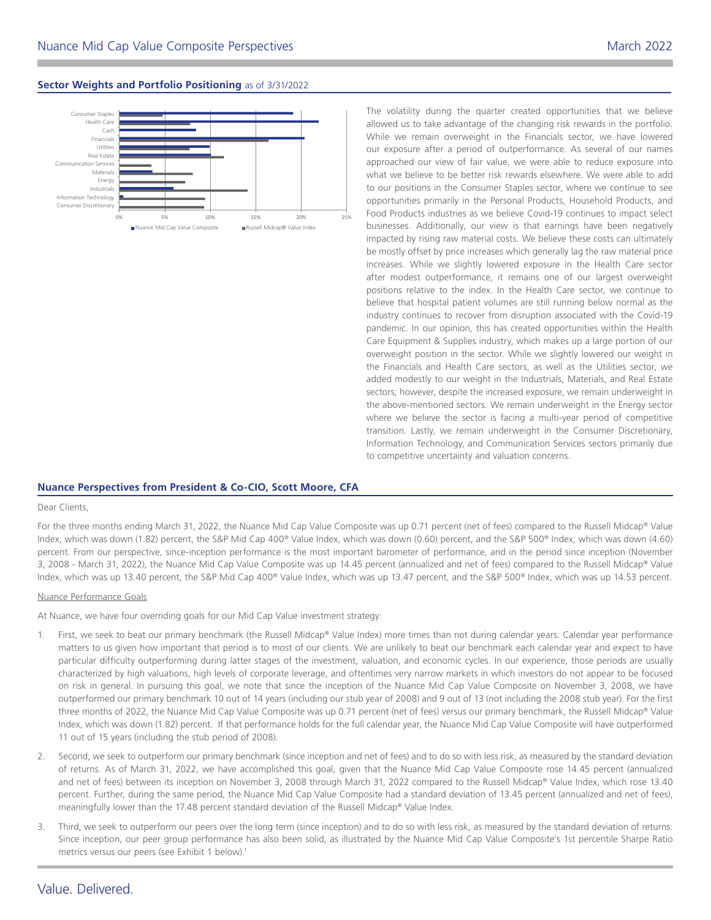## Sector Weights and Portfolio Positioning as of 3/31/2022

The volatility during the quarter created opportunities that we believe allowed us to take advantage of the changing risk rewards in the portfolio. While we remain overweight in the Financials sector, we have lowered our exposure after a period of outperformance. As several of our names approached our view of fair value, we were able to reduce exposure into what we believe to be better risk rewards elsewhere. We were able to add to our positions in the Consumer Staples sector, where we continue to see opportunities primarily in the Personal Products, Household Products, and Food Products industries as we believe Covid-19 continues to impact select businesses. Additionally, our view is that earnings have been negatively impacted by rising raw material costs. We believe these costs can ultimately be mostly offset by price increases which generally lag the raw material price increases. While we slightly lowered exposure in the Health Care sector after modest outperformance, it remains one of our largest overweight positions relative to the index. In the Health Care sector, we continue to believe that hospital patient volumes are still running below normal as the industry continues to recover from disruption associated with the Covid-19 pandemic. In our opinion, this has created opportunities within the Health Care Equipment & Supplies industry, which makes up a large portion of our overweight position in the sector. While we slightly lowered our weight in the Financials and Health Care sectors, as well as the Utilities sector, we added modestly to our weight in the Industrials, Materials, and Real Estate sectors; however, despite the increased exposure, we remain underweight in the above-mentioned sectors. We remain underweight in the Energy sector where we believe the sector is facing a multi-year period of competitive transition. Lastly, we remain underweight in the Consumer Discretionary, Information Technology, and Communication Services sectors primarily due to competitive uncertainty and valuation concerns.

## Nuance Perspectives from President & Co-CIO, Scott Moore, CFA

Dear Clients,

For the three months ending March 31, 2022, the Nuance Mid Cap Value Composite was up 0.71 percent (net of fees) compared to the Russell Midcap® Value Index, which was down (1.82) percent, the S&P Mid Cap 400® Value Index, which was down (0.60) percent, and the S&P 500® Index, which was down (4.60) percent. From our perspective, since-inception performance is the most important barometer of performance, and in the period since inception (November 3, 2008 - March 31, 2022), the Nuance Mid Cap Value Composite was up 14.45 percent (annualized and net of fees) compared to the Russell Midcap® Value Index, which was up 13.40 percent, the S&P Mid Cap 400® Value Index, which was up 13.47 percent, and the S&P 500® Index, which was up 14.53 percent.

Nuance Performance Goals

At Nuance, we have four overriding goals for our Mid Cap Value investment strategy:

1. First, we seek to beat our primary benchmark (the Russell Midcap® Value Index) more times than not during calendar years. Calendar year performance matters to us given how important that period is to most of our clients. We are unlikely to beat our benchmark each calendar year and expect to have particular difficulty outperforming during latter stages of the investment, valuation, and economic cycles. In our experience, those periods are usually characterized by high valuations, high levels of corporate leverage, and oftentimes very narrow markets in which investors do not appear to be focused on risk in general. In pursuing this goal, we note that since the inception of the Nuance Mid Cap Value Composite on November 3, 2008, we have outperformed our primary benchmark 10 out of 14 years (including our stub year of 2008) and 9 out of 13 (not including the 2008 stub year). For the first three months of 2022, the Nuance Mid Cap Value Composite was up 0.71 percent (net of fees) versus our primary benchmark, the Russell Midcap® Value Index, which was down (1.82) percent. If that performance holds for the full calendar year, the Nuance Mid Cap Value Composite will have outperformed 11 out of 15 years (including the stub period of 2008).

2. Second, we seek to outperform our primary benchmark (since inception and net of fees) and to do so with less risk, as measured by the standard deviation of returns. As of March 31, 2022, we have accomplished this goal, given that the Nuance Mid Cap Value Composite rose 14.45 percent (annualized and net of fees) between its inception on November 3, 2008 through March 31, 2022 compared to the Russell Midcap® Value Index, which rose 13.40 percent. Further, during the same period, the Nuance Mid Cap Value Composite had a standard deviation of 13.45 percent (annualized and net of fees), meaningfully lower than the 17.48 percent standard deviation of the Russell Midcap® Value Index.

3. Third, we seek to outperform our peers over the long term (since inception) and to do so with less risk, as measured by the standard deviation of returns. Since inception, our peer group performance has also been solid, as illustrated by the Nuance Mid Cap Value Composite's 1st percentile Sharpe Ratio metrics versus our peers (see Exhibit 1 below).[1]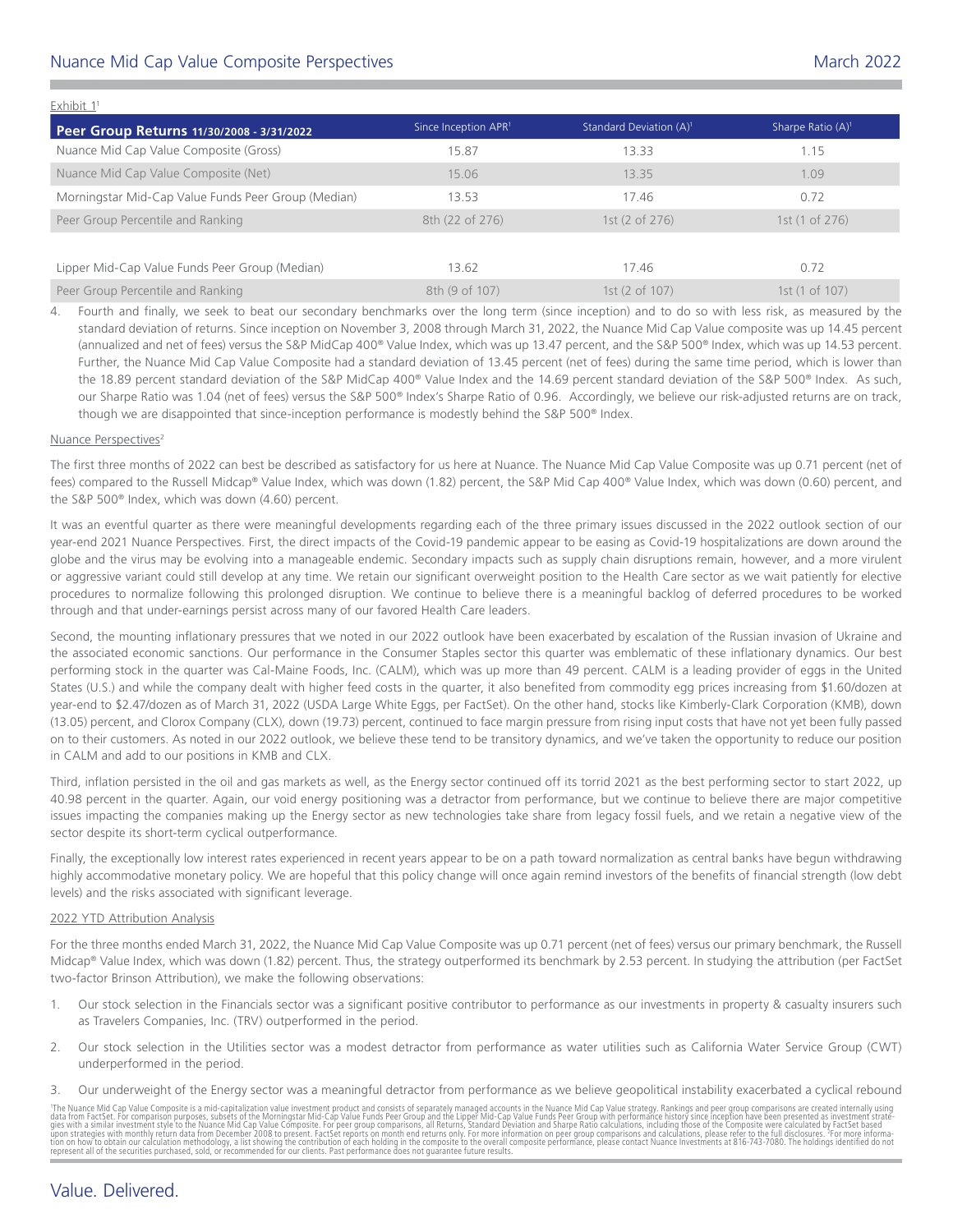Exhibit 1[1]

| Peer Group Returns 11/30/2008 - 3/31/2022 | Since Inception APR[1] | Standard Deviation (A)[1] | Sharpe Ratio (A)[1] |
|---|---|---|---|
| Nuance Mid Cap Value Composite (Gross) | 15.87 | 13.33 | 1.15 |
| Nuance Mid Cap Value Composite (Net) | 15.06 | 13.35 | 1.09 |
| Morningstar Mid-Cap Value Funds Peer Group (Median) | 13.53 | 17.46 | 0.72 |
| Peer Group Percentile and Ranking | 8th (22 of 276) | 1st (2 of 276) | 1st (1 of 276) |
| | | | |
| Lipper Mid-Cap Value Funds Peer Group (Median) | 13.62 | 17.46 | 0.72 |
| Peer Group Percentile and Ranking | 8th (9 of 107) | 1st (2 of 107) | 1st (1 of 107) |

4. Fourth and finally, we seek to beat our secondary benchmarks over the long term (since inception) and to do so with less risk, as measured by the standard deviation of returns. Since inception on November 3, 2008 through March 31, 2022, the Nuance Mid Cap Value composite was up 14.45 percent (annualized and net of fees) versus the S&P MidCap 400® Value Index, which was up 13.47 percent, and the S&P 500® Index, which was up 14.53 percent. Further, the Nuance Mid Cap Value Composite had a standard deviation of 13.45 percent (net of fees) during the same time period, which is lower than the 18.89 percent standard deviation of the S&P MidCap 400® Value Index and the 14.69 percent standard deviation of the S&P 500® Index. As such, our Sharpe Ratio was 1.04 (net of fees) versus the S&P 500® Index's Sharpe Ratio of 0.96. Accordingly, we believe our risk-adjusted returns are on track, though we are disappointed that since-inception performance is modestly behind the S&P 500® Index.

## Nuance Perspectives[2]

The first three months of 2022 can best be described as satisfactory for us here at Nuance. The Nuance Mid Cap Value Composite was up 0.71 percent (net of fees) compared to the Russell Midcap® Value Index, which was down (1.82) percent, the S&P Mid Cap 400® Value Index, which was down (0.60) percent, and the S&P 500® Index, which was down (4.60) percent.

It was an eventful quarter as there were meaningful developments regarding each of the three primary issues discussed in the 2022 outlook section of our year-end 2021 Nuance Perspectives. First, the direct impacts of the Covid-19 pandemic appear to be easing as Covid-19 hospitalizations are down around the globe and the virus may be evolving into a manageable endemic. Secondary impacts such as supply chain disruptions remain, however, and a more virulent or aggressive variant could still develop at any time. We retain our significant overweight position to the Health Care sector as we wait patiently for elective procedures to normalize following this prolonged disruption. We continue to believe there is a meaningful backlog of deferred procedures to be worked through and that under-earnings persist across many of our favored Health Care leaders.

Second, the mounting inflationary pressures that we noted in our 2022 outlook have been exacerbated by escalation of the Russian invasion of Ukraine and the associated economic sanctions. Our performance in the Consumer Staples sector this quarter was emblematic of these inflationary dynamics. Our best performing stock in the quarter was Cal-Maine Foods, Inc. (CALM), which was up more than 49 percent. CALM is a leading provider of eggs in the United States (U.S.) and while the company dealt with higher feed costs in the quarter, it also benefited from commodity egg prices increasing from $1.60/dozen at year-end to $2.47/dozen as of March 31, 2022 (USDA Large White Eggs, per FactSet). On the other hand, stocks like Kimberly-Clark Corporation (KMB), down (13.05) percent, and Clorox Company (CLX), down (19.73) percent, continued to face margin pressure from rising input costs that have not yet been fully passed on to their customers. As noted in our 2022 outlook, we believe these tend to be transitory dynamics, and we've taken the opportunity to reduce our position in CALM and add to our positions in KMB and CLX.

Third, inflation persisted in the oil and gas markets as well, as the Energy sector continued off its torrid 2021 as the best performing sector to start 2022, up 40.98 percent in the quarter. Again, our void energy positioning was a detractor from performance, but we continue to believe there are major competitive issues impacting the companies making up the Energy sector as new technologies take share from legacy fossil fuels, and we retain a negative view of the sector despite its short-term cyclical outperformance.

Finally, the exceptionally low interest rates experienced in recent years appear to be on a path toward normalization as central banks have begun withdrawing highly accommodative monetary policy. We are hopeful that this policy change will once again remind investors of the benefits of financial strength (low debt levels) and the risks associated with significant leverage.

## 2022 YTD Attribution Analysis

For the three months ended March 31, 2022, the Nuance Mid Cap Value Composite was up 0.71 percent (net of fees) versus our primary benchmark, the Russell Midcap® Value Index, which was down (1.82) percent. Thus, the strategy outperformed its benchmark by 2.53 percent. In studying the attribution (per FactSet two-factor Brinson Attribution), we make the following observations:

1. Our stock selection in the Financials sector was a significant positive contributor to performance as our investments in property & casualty insurers such as Travelers Companies, Inc. (TRV) outperformed in the period.

2. Our stock selection in the Utilities sector was a modest detractor from performance as water utilities such as California Water Service Group (CWT) underperformed in the period.

3. Our underweight of the Energy sector was a meaningful detractor from performance as we believe geopolitical instability exacerbated a cyclical rebound

[1]The Nuance Mid Cap Value Composite is a mid-capitalization value investment product and consists of separately managed accounts in the Nuance Mid Cap Value strategy. Rankings and peer group comparisons are created internally using data from FactSet. For comparison purposes, subsets of the Morningstar Mid-Cap Value Funds Peer Group and the Lipper Mid-Cap Value Funds Peer Group with performance history since inception have been presented as investment strategies with a similar investment style to the Nuance Mid Cap Value Composite. For peer group comparisons, all Returns, Standard Deviation and Sharpe Ratio calculations, including those of the Composite were calculated by FactSet based upon strategies with monthly return data from December 2008 to present. FactSet reports on month end returns only. For more information on peer group comparisons and calculations, please refer to the full disclosures. [2]For more information on how to obtain our calculation methodology, a list showing the contribution of each holding in the composite to the overall composite performance, please contact Nuance Investments at 816-743-7080. The holdings identified do not represent all of the securities purchased, sold, or recommended for our clients. Past performance does not guarantee future results.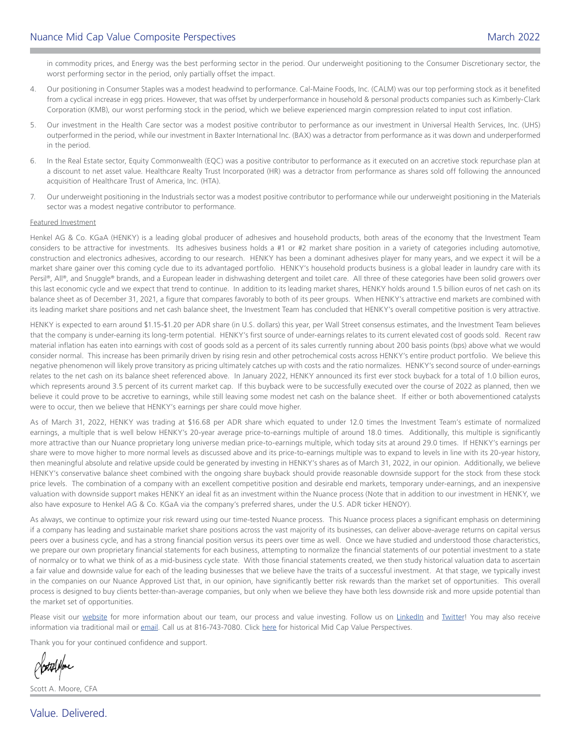in commodity prices, and Energy was the best performing sector in the period. Our underweight positioning to the Consumer Discretionary sector, the worst performing sector in the period, only partially offset the impact.

4. Our positioning in Consumer Staples was a modest headwind to performance. Cal-Maine Foods, Inc. (CALM) was our top performing stock as it benefited from a cyclical increase in egg prices. However, that was offset by underperformance in household & personal products companies such as Kimberly-Clark Corporation (KMB), our worst performing stock in the period, which we believe experienced margin compression related to input cost inflation.
5. Our investment in the Health Care sector was a modest positive contributor to performance as our investment in Universal Health Services, Inc. (UHS) outperformed in the period, while our investment in Baxter International Inc. (BAX) was a detractor from performance as it was down and underperformed in the period.
6. In the Real Estate sector, Equity Commonwealth (EQC) was a positive contributor to performance as it executed on an accretive stock repurchase plan at a discount to net asset value. Healthcare Realty Trust Incorporated (HR) was a detractor from performance as shares sold off following the announced acquisition of Healthcare Trust of America, Inc. (HTA).
7. Our underweight positioning in the Industrials sector was a modest positive contributor to performance while our underweight positioning in the Materials sector was a modest negative contributor to performance.

Featured Investment

Henkel AG & Co. KGaA (HENKY) is a leading global producer of adhesives and household products, both areas of the economy that the Investment Team considers to be attractive for investments. Its adhesives business holds a #1 or #2 market share position in a variety of categories including automotive, construction and electronics adhesives, according to our research. HENKY has been a dominant adhesives player for many years, and we expect it will be a market share gainer over this coming cycle due to its advantaged portfolio. HENKY's household products business is a global leader in laundry care with its Persil®, All®, and Snuggle® brands, and a European leader in dishwashing detergent and toilet care. All three of these categories have been solid growers over this last economic cycle and we expect that trend to continue. In addition to its leading market shares, HENKY holds around 1.5 billion euros of net cash on its balance sheet as of December 31, 2021, a figure that compares favorably to both of its peer groups. When HENKY's attractive end markets are combined with its leading market share positions and net cash balance sheet, the Investment Team has concluded that HENKY's overall competitive position is very attractive.

HENKY is expected to earn around $1.15-$1.20 per ADR share (in U.S. dollars) this year, per Wall Street consensus estimates, and the Investment Team believes that the company is under-earning its long-term potential. HENKY's first source of under-earnings relates to its current elevated cost of goods sold. Recent raw material inflation has eaten into earnings with cost of goods sold as a percent of its sales currently running about 200 basis points (bps) above what we would consider normal. This increase has been primarily driven by rising resin and other petrochemical costs across HENKY's entire product portfolio. We believe this negative phenomenon will likely prove transitory as pricing ultimately catches up with costs and the ratio normalizes. HENKY's second source of under-earnings relates to the net cash on its balance sheet referenced above. In January 2022, HENKY announced its first ever stock buyback for a total of 1.0 billion euros, which represents around 3.5 percent of its current market cap. If this buyback were to be successfully executed over the course of 2022 as planned, then we believe it could prove to be accretive to earnings, while still leaving some modest net cash on the balance sheet. If either or both abovementioned catalysts were to occur, then we believe that HENKY's earnings per share could move higher.

As of March 31, 2022, HENKY was trading at $16.68 per ADR share which equated to under 12.0 times the Investment Team's estimate of normalized earnings, a multiple that is well below HENKY's 20-year average price-to-earnings multiple of around 18.0 times. Additionally, this multiple is significantly more attractive than our Nuance proprietary long universe median price-to-earnings multiple, which today sits at around 29.0 times. If HENKY's earnings per share were to move higher to more normal levels as discussed above and its price-to-earnings multiple was to expand to levels in line with its 20-year history, then meaningful absolute and relative upside could be generated by investing in HENKY's shares as of March 31, 2022, in our opinion. Additionally, we believe HENKY's conservative balance sheet combined with the ongoing share buyback should provide reasonable downside support for the stock from these stock price levels. The combination of a company with an excellent competitive position and desirable end markets, temporary under-earnings, and an inexpensive valuation with downside support makes HENKY an ideal fit as an investment within the Nuance process (Note that in addition to our investment in HENKY, we also have exposure to Henkel AG & Co. KGaA via the company's preferred shares, under the U.S. ADR ticker HENOY).

As always, we continue to optimize your risk reward using our time-tested Nuance process. This Nuance process places a significant emphasis on determining if a company has leading and sustainable market share positions across the vast majority of its businesses, can deliver above-average returns on capital versus peers over a business cycle, and has a strong financial position versus its peers over time as well. Once we have studied and understood those characteristics, we prepare our own proprietary financial statements for each business, attempting to normalize the financial statements of our potential investment to a state of normalcy or to what we think of as a mid-business cycle state. With those financial statements created, we then study historical valuation data to ascertain a fair value and downside value for each of the leading businesses that we believe have the traits of a successful investment. At that stage, we typically invest in the companies on our Nuance Approved List that, in our opinion, have significantly better risk rewards than the market set of opportunities. This overall process is designed to buy clients better-than-average companies, but only when we believe they have both less downside risk and more upside potential than the market set of opportunities.

Please visit our website for more information about our team, our process and value investing. Follow us on LinkedIn and Twitter! You may also receive information via traditional mail or email. Call us at 816-743-7080. Click here for historical Mid Cap Value Perspectives.

Thank you for your continued confidence and support.

Scott A. Moore, CFA

Value. Delivered.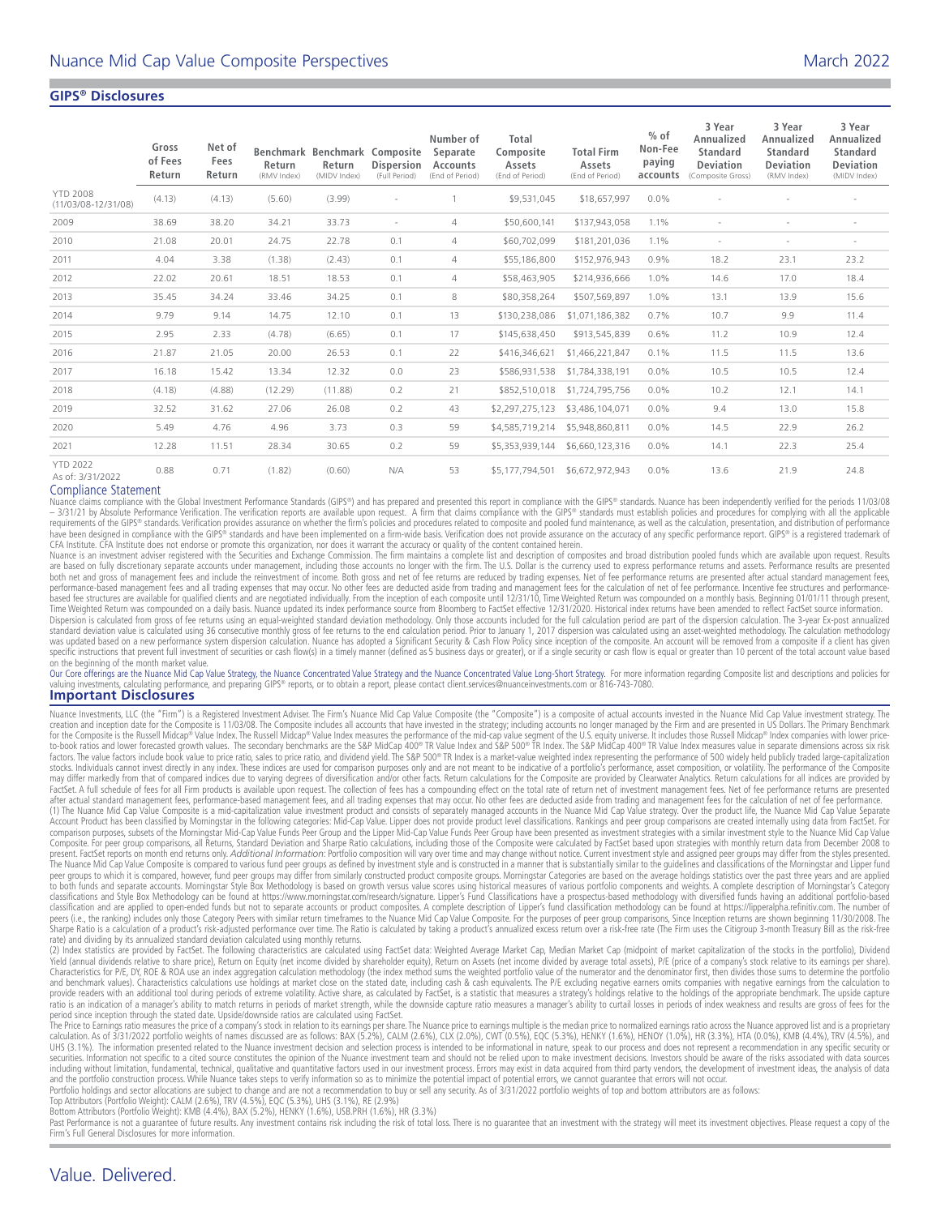## GIPS® Disclosures

| | Gross of Fees Return | Net of Fees Return | Benchmark Return (RMV Index) | Benchmark Return (MIDV Index) | Composite Dispersion (Full Period) | Number of Separate Accounts (End of Period) | Total Composite Assets (End of Period) | Total Firm Assets (End of Period) | % of Non-Fee paying accounts | 3 Year Annualized Standard Deviation (Composite Gross) | 3 Year Annualized Standard Deviation (RMV Index) | 3 Year Annualized Standard Deviation (MIDV Index) |
|---|---|---|---|---|---|---|---|---|---|---|---|---|
| YTD 2008 (11/03/08-12/31/08) | (4.13) | (4.13) | (5.60) | (3.99) | - | 1 | $9,531,045 | $18,657,997 | 0.0% | - | - | - |
| 2009 | 38.69 | 38.20 | 34.21 | 33.73 | - | 4 | $50,600,141 | $137,943,058 | 1.1% | - | - | - |
| 2010 | 21.08 | 20.01 | 24.75 | 22.78 | 0.1 | 4 | $60,702,099 | $181,201,036 | 1.1% | - | - | - |
| 2011 | 4.04 | 3.38 | (1.38) | (2.43) | 0.1 | 4 | $55,186,800 | $152,976,943 | 0.9% | 18.2 | 23.1 | 23.2 |
| 2012 | 22.02 | 20.61 | 18.51 | 18.53 | 0.1 | 4 | $58,463,905 | $214,936,666 | 1.0% | 14.6 | 17.0 | 18.4 |
| 2013 | 35.45 | 34.24 | 33.46 | 34.25 | 0.1 | 8 | $80,358,264 | $507,569,897 | 1.0% | 13.1 | 13.9 | 15.6 |
| 2014 | 9.79 | 9.14 | 14.75 | 12.10 | 0.1 | 13 | $130,238,086 | $1,071,186,382 | 0.7% | 10.7 | 9.9 | 11.4 |
| 2015 | 2.95 | 2.33 | (4.78) | (6.65) | 0.1 | 17 | $145,638,450 | $913,545,839 | 0.6% | 11.2 | 10.9 | 12.4 |
| 2016 | 21.87 | 21.05 | 20.00 | 26.53 | 0.1 | 22 | $416,346,621 | $1,466,221,847 | 0.1% | 11.5 | 11.5 | 13.6 |
| 2017 | 16.18 | 15.42 | 13.34 | 12.32 | 0.0 | 23 | $586,931,538 | $1,784,338,191 | 0.0% | 10.5 | 10.5 | 12.4 |
| 2018 | (4.18) | (4.88) | (12.29) | (11.88) | 0.2 | 21 | $852,510,018 | $1,724,795,756 | 0.0% | 10.2 | 12.1 | 14.1 |
| 2019 | 32.52 | 31.62 | 27.06 | 26.08 | 0.2 | 43 | $2,297,275,123 | $3,486,104,071 | 0.0% | 9.4 | 13.0 | 15.8 |
| 2020 | 5.49 | 4.76 | 4.96 | 3.73 | 0.3 | 59 | $4,585,719,214 | $5,948,860,811 | 0.0% | 14.5 | 22.9 | 26.2 |
| 2021 | 12.28 | 11.51 | 28.34 | 30.65 | 0.2 | 59 | $5,353,939,144 | $6,660,123,316 | 0.0% | 14.1 | 22.3 | 25.4 |
| YTD 2022 As of: 3/31/2022 | 0.88 | 0.71 | (1.82) | (0.60) | N/A | 53 | $5,177,794,501 | $6,672,972,943 | 0.0% | 13.6 | 21.9 | 24.8 |

### Compliance Statement

Nuance claims compliance with the Global Investment Performance Standards (GIPS®) and has prepared and presented this report in compliance with the GIPS® standards. Nuance has been independently verified for the periods 11/03/08 – 3/31/21 by Absolute Performance Verification. The verification reports are available upon request. A firm that claims compliance with the GIPS® standards must establish policies and procedures for complying with all the applicable requirements of the GIPS® standards. Verification provides assurance on whether the firm's policies and procedures related to composite and pooled fund maintenance, as well as the calculation, presentation, and distribution of performance have been designed in compliance with the GIPS® standards and have been implemented on a firm-wide basis. Verification does not provide assurance on the accuracy of any specific performance report. GIPS® is a registered trademark of CFA Institute. CFA Institute does not endorse or promote this organization, nor does it warrant the accuracy or quality of the content contained herein.

Nuance is an investment adviser registered with the Securities and Exchange Commission. The firm maintains a complete list and description of composites and broad distribution pooled funds which are available upon request. Results are based on fully discretionary separate accounts under management, including those accounts no longer with the firm. The U.S. Dollar is the currency used to express performance returns and assets. Performance results are presented both net and gross of management fees and include the reinvestment of income. Both gross and net of fee returns are reduced by trading expenses. Net of fee performance returns are presented after actual standard management fees, performance-based management fees and all trading expenses that may occur. No other fees are deducted aside from trading and management fees for the calculation of net of fee performance. Incentive fee structures and performance-based fee structures are available for qualified clients and are negotiated individually. From the inception of each composite until 12/31/10, Time Weighted Return was compounded on a monthly basis. Beginning 01/01/11 through present, Time Weighted Return was compounded on a daily basis. Nuance updated its index performance source from Bloomberg to FactSet effective 12/31/2020. Historical index returns have been amended to reflect FactSet source information. Dispersion is calculated from gross of fee returns using an equal-weighted standard deviation methodology. Only those accounts included for the full calculation period are part of the dispersion calculation. The 3-year Ex-post annualized standard deviation value is calculated using 36 consecutive monthly gross of fee returns to the end calculation period. Prior to January 1, 2017 dispersion was calculated using an asset-weighted methodology. The calculation methodology was updated based on a new performance system dispersion calculation. Nuance has adopted a Significant Security & Cash Flow Policy since inception of the composite. An account will be removed from a composite if a client has given specific instructions that prevent full investment of securities or cash flow(s) in a timely manner (defined as 5 business days or greater), or if a single security or cash flow is equal or greater than 10 percent of the total account value based on the beginning of the month market value.

Our Core offerings are the Nuance Mid Cap Value Strategy, the Nuance Concentrated Value Strategy and the Nuance Concentrated Value Long-Short Strategy. For more information regarding Composite list and descriptions and policies for valuing investments, calculating performance, and preparing GIPS® reports, or to obtain a report, please contact client.services@nuanceinvestments.com or 816-743-7080.

## Important Disclosures

Nuance Investments, LLC (the "Firm") is a Registered Investment Adviser. The Firm's Nuance Mid Cap Value Composite (the "Composite") is a composite of actual accounts invested in the Nuance Mid Cap Value investment strategy. The creation and inception date for the Composite is 11/03/08. The Composite includes all accounts that have invested in the strategy; including accounts no longer managed by the Firm and are presented in US Dollars. The Primary Benchmark for the Composite is the Russell Midcap® Value Index. The Russell Midcap® Value Index measures the performance of the mid-cap value segment of the U.S. equity universe. It includes those Russell Midcap® Index companies with lower price-to-book ratios and lower forecasted growth values. The secondary benchmarks are the S&P MidCap 400® TR Value Index and S&P 500® TR Index. The S&P MidCap 400® TR Value Index measures value in separate dimensions across six risk factors. The value factors include book value to price ratio, sales to price ratio, and dividend yield. The S&P 500® TR Index is a market-value weighted index representing the performance of 500 widely held publicly traded large-capitalization stocks. Individuals cannot invest directly in any index. These indices are used for comparison purposes only and are not meant to be indicative of a portfolio's performance, asset composition, or volatility. The performance of the Composite may differ markedly from that of compared indices due to varying degrees of diversification and/or other facts. Return calculations for the Composite are provided by Clearwater Analytics. Return calculations for all indices are provided by FactSet. A full schedule of fees for all Firm products is available upon request. The collection of fees has a compounding effect on the total rate of return net of investment management fees. Net of fee performance returns are presented after actual standard management fees, performance-based management fees, and all trading expenses that may occur. No other fees are deducted aside from trading and management fees for the calculation of net of fee performance.

(1) The Nuance Mid Cap Value Composite is a mid-capitalization value investment product and consists of separately managed accounts in the Nuance Mid Cap Value strategy. Over the product life, the Nuance Mid Cap Value Separate Account Product has been classified by Morningstar in the following categories: Mid-Cap Value. Lipper does not provide product level classifications. Rankings and peer group comparisons are created internally using data from FactSet. For comparison purposes, subsets of the Morningstar Mid-Cap Value Funds Peer Group and the Lipper Mid-Cap Value Funds Peer Group have been presented as investment strategies with a similar investment style to the Nuance Mid Cap Value Composite. For peer group comparisons, all Returns, Standard Deviation and Sharpe Ratio calculations, including those of the Composite were calculated by FactSet based upon strategies with monthly return data from December 2008 to present. FactSet reports on month end returns only. *Additional Information*: Portfolio composition will vary over time and may change without notice. Current investment style and assigned peer groups may differ from the styles presented. The Nuance Mid Cap Value Composite is compared to various fund peer groups as defined by investment style and is constructed in a manner that is substantially similar to the guidelines and classifications of the Morningstar and Lipper fund peer groups to which it is compared, however, fund peer groups may differ from similarly constructed product composite groups. Morningstar Categories are based on the average holdings statistics over the past three years and are applied to both funds and separate accounts. Morningstar Style Box Methodology is based on growth versus value scores using historical measures of various portfolio components and weights. A complete description of Morningstar's Category classifications and Style Box Methodology can be found at https://www.morningstar.com/research/signature. Lipper's Fund Classifications have a prospectus-based methodology with diversified funds having an additional portfolio-based classification and are applied to open-ended funds but not to separate accounts or product composites. A complete description of Lipper's fund classification methodology can be found at https://lipperalpha.refinitiv.com. The number of peers (i.e., the ranking) includes only those Category Peers with similar return timeframes to the Nuance Mid Cap Value Composite. For the purposes of peer group comparisons, Since Inception returns are shown beginning 11/30/2008. The Sharpe Ratio is a calculation of a product's risk-adjusted performance over time. The Ratio is calculated by taking a product's annualized excess return over a risk-free rate (The Firm uses the Citigroup 3-month Treasury Bill as the risk-free rate) and dividing by its annualized standard deviation calculated using monthly returns.

(2) Index statistics are provided by FactSet. The following characteristics are calculated using FactSet data: Weighted Average Market Cap, Median Market Cap (midpoint of market capitalization of the stocks in the portfolio), Dividend Yield (annual dividends relative to share price), Return on Equity (net income divided by shareholder equity), Return on Assets (net income divided by average total assets), P/E (price of a company's stock relative to its earnings per share). Characteristics for P/E, DY, ROE & ROA use an index aggregation calculation methodology (the index method sums the weighted portfolio value of the numerator and the denominator first, then divides those sums to determine the portfolio and benchmark values). Characteristics calculations use holdings at market close on the stated date, including cash & cash equivalents. The P/E excluding negative earners omits companies with negative earnings from the calculation to provide readers with an additional tool during periods of extreme volatility. Active share, as calculated by FactSet, is a statistic that measures a strategy's holdings relative to the holdings of the appropriate benchmark. The upside capture ratio is an indication of a manager's ability to match returns in periods of market strength, while the downside capture ratio measures a manager's ability to curtail losses in periods of index weakness and results are gross of fees for the period since inception through the stated date. Upside/downside ratios are calculated using FactSet.

The Price to Earnings ratio measures the price of a company's stock in relation to its earnings per share. The Nuance price to earnings multiple is the median price to normalized earnings ratio across the Nuance approved list and is a proprietary calculation. As of 3/31/2022 portfolio weights of names discussed are as follows: BAX (5.2%), CALM (2.6%), CLX (2.0%), CWT (0.5%), EQC (5.3%), HENKY (1.6%), HENOY (1.0%), HR (3.3%), HTA (0.0%), KMB (4.4%), TRV (4.5%), and UHS (3.1%). The information presented related to the Nuance investment decision and selection process is intended to be informational in nature, speak to our process and does not represent a recommendation in any specific security or securities. Information not specific to a cited source constitutes the opinion of the Nuance investment team and should not be relied upon to make investment decisions. Investors should be aware of the risks associated with data sources including without limitation, fundamental, technical, qualitative and quantitative factors used in our investment process. Errors may exist in data acquired from third party vendors, the development of investment ideas, the analysis of data and the portfolio construction process. While Nuance takes steps to verify information so as to minimize the potential impact of potential errors, we cannot guarantee that errors will not occur.

Portfolio holdings and sector allocations are subject to change and are not a recommendation to buy or sell any security. As of 3/31/2022 portfolio weights of top and bottom attributors are as follows:

Top Attributors (Portfolio Weight): CALM (2.6%), TRV (4.5%), EQC (5.3%), UHS (3.1%), RE (2.9%)

Bottom Attributors (Portfolio Weight): KMB (4.4%), BAX (5.2%), HENKY (1.6%), USB.PRH (1.6%), HR (3.3%)

Past Performance is not a guarantee of future results. Any investment contains risk including the risk of total loss. There is no guarantee that an investment with the strategy will meet its investment objectives. Please request a copy of the Firm's Full General Disclosures for more information.

Value. Delivered.